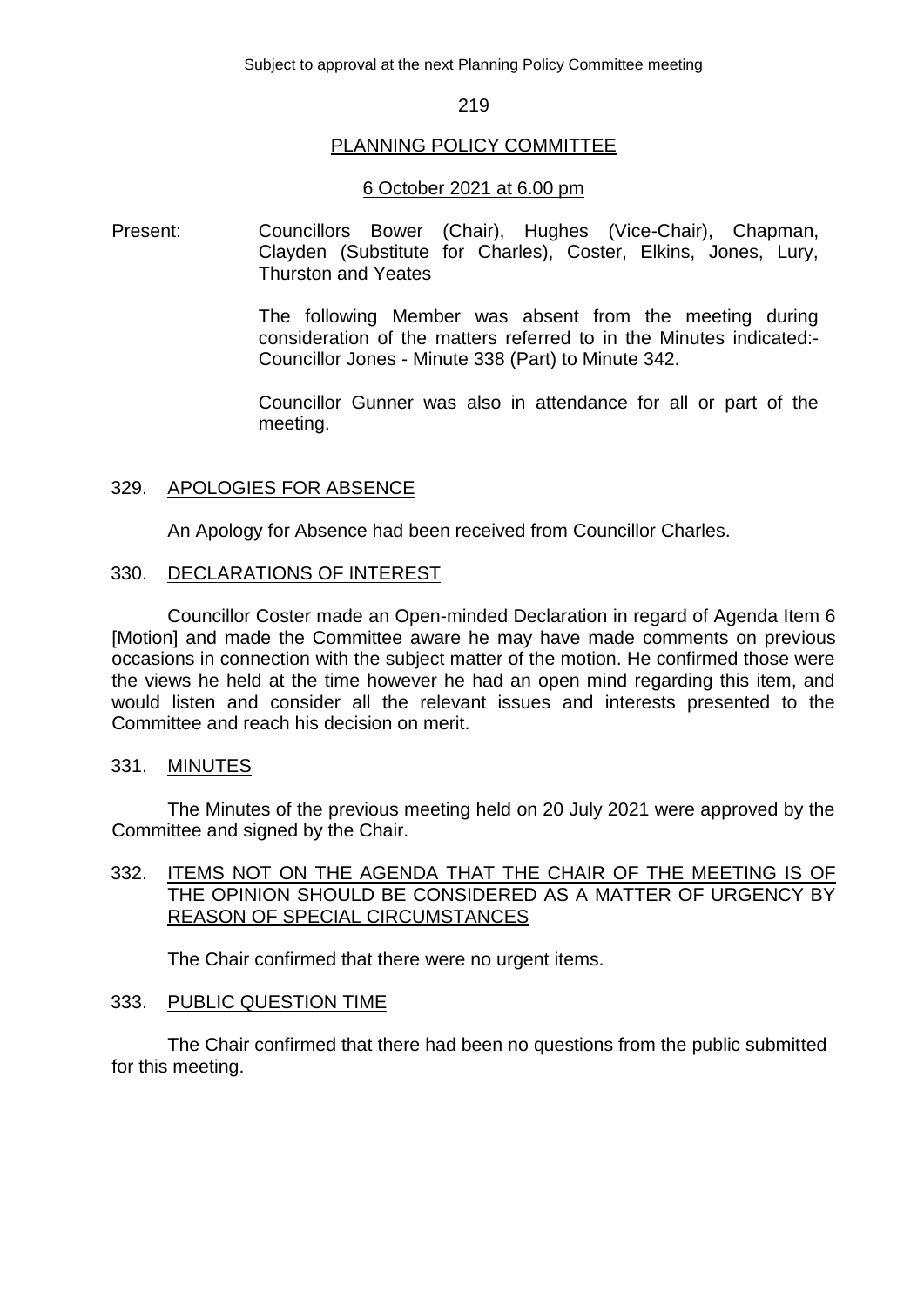Subject to approval at the next Planning Policy Committee meeting

# PLANNING POLICY COMMITTEE

## 6 October 2021 at 6.00 pm

Present: Councillors Bower (Chair), Hughes (Vice-Chair), Chapman, Clayden (Substitute for Charles), Coster, Elkins, Jones, Lury, Thurston and Yeates

The following Member was absent from the meeting during consideration of the matters referred to in the Minutes indicated:- Councillor Jones - Minute 338 (Part) to Minute 342.

Councillor Gunner was also in attendance for all or part of the meeting.

### 329. APOLOGIES FOR ABSENCE

An Apology for Absence had been received from Councillor Charles.

### 330. DECLARATIONS OF INTEREST

Councillor Coster made an Open-minded Declaration in regard of Agenda Item 6 [Motion] and made the Committee aware he may have made comments on previous occasions in connection with the subject matter of the motion. He confirmed those were the views he held at the time however he had an open mind regarding this item, and would listen and consider all the relevant issues and interests presented to the Committee and reach his decision on merit.

### 331. MINUTES

The Minutes of the previous meeting held on 20 July 2021 were approved by the Committee and signed by the Chair.

### 332. ITEMS NOT ON THE AGENDA THAT THE CHAIR OF THE MEETING IS OF THE OPINION SHOULD BE CONSIDERED AS A MATTER OF URGENCY BY REASON OF SPECIAL CIRCUMSTANCES

The Chair confirmed that there were no urgent items.

### 333. PUBLIC QUESTION TIME

The Chair confirmed that there had been no questions from the public submitted for this meeting.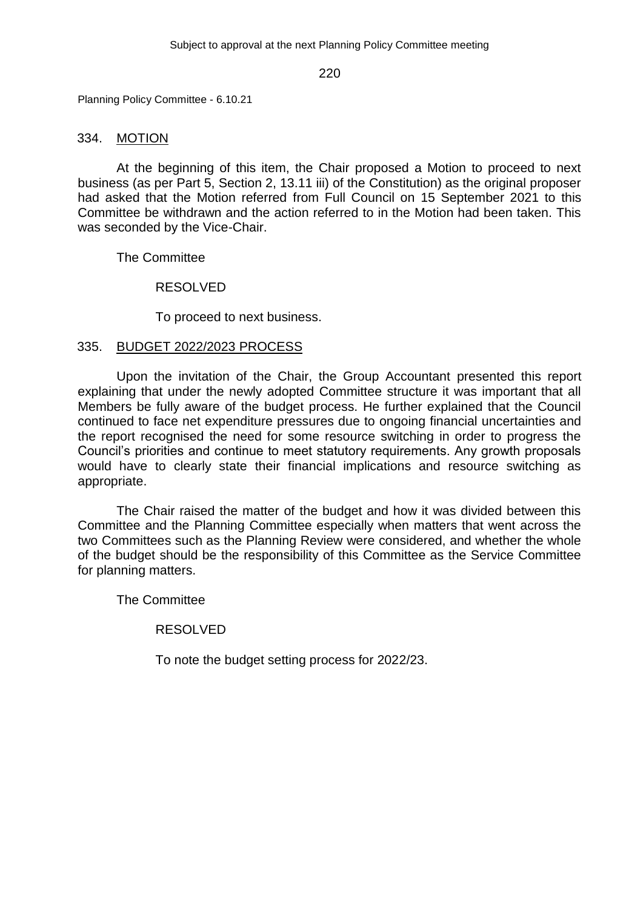## 334. MOTION

At the beginning of this item, the Chair proposed a Motion to proceed to next business (as per Part 5, Section 2, 13.11 iii) of the Constitution) as the original proposer had asked that the Motion referred from Full Council on 15 September 2021 to this Committee be withdrawn and the action referred to in the Motion had been taken. This was seconded by the Vice-Chair.

The Committee

RESOLVED

To proceed to next business.

## 335. BUDGET 2022/2023 PROCESS

Upon the invitation of the Chair, the Group Accountant presented this report explaining that under the newly adopted Committee structure it was important that all Members be fully aware of the budget process. He further explained that the Council continued to face net expenditure pressures due to ongoing financial uncertainties and the report recognised the need for some resource switching in order to progress the Council's priorities and continue to meet statutory requirements. Any growth proposals would have to clearly state their financial implications and resource switching as appropriate.

The Chair raised the matter of the budget and how it was divided between this Committee and the Planning Committee especially when matters that went across the two Committees such as the Planning Review were considered, and whether the whole of the budget should be the responsibility of this Committee as the Service Committee for planning matters.

The Committee

RESOLVED

To note the budget setting process for 2022/23.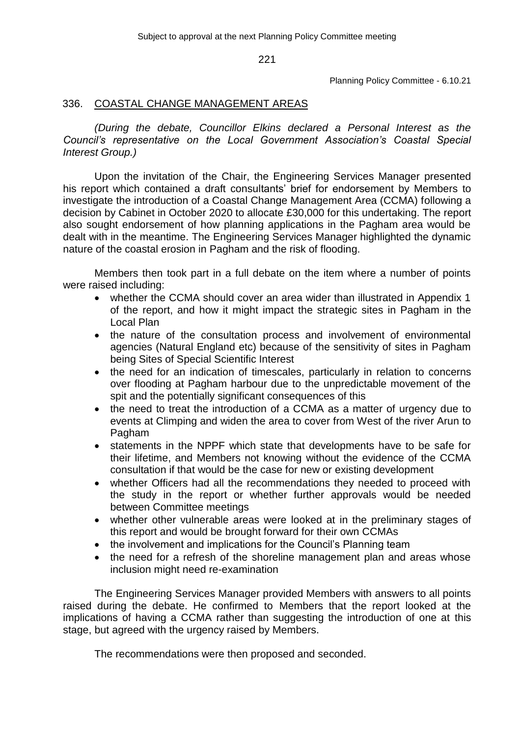## 336. COASTAL CHANGE MANAGEMENT AREAS

*(During the debate, Councillor Elkins declared a Personal Interest as the Council's representative on the Local Government Association's Coastal Special Interest Group.)*

Upon the invitation of the Chair, the Engineering Services Manager presented his report which contained a draft consultants' brief for endorsement by Members to investigate the introduction of a Coastal Change Management Area (CCMA) following a decision by Cabinet in October 2020 to allocate £30,000 for this undertaking. The report also sought endorsement of how planning applications in the Pagham area would be dealt with in the meantime. The Engineering Services Manager highlighted the dynamic nature of the coastal erosion in Pagham and the risk of flooding.

Members then took part in a full debate on the item where a number of points were raised including:

- whether the CCMA should cover an area wider than illustrated in Appendix 1 of the report, and how it might impact the strategic sites in Pagham in the Local Plan
- the nature of the consultation process and involvement of environmental agencies (Natural England etc) because of the sensitivity of sites in Pagham being Sites of Special Scientific Interest
- the need for an indication of timescales, particularly in relation to concerns over flooding at Pagham harbour due to the unpredictable movement of the spit and the potentially significant consequences of this
- the need to treat the introduction of a CCMA as a matter of urgency due to events at Climping and widen the area to cover from West of the river Arun to Pagham
- statements in the NPPF which state that developments have to be safe for their lifetime, and Members not knowing without the evidence of the CCMA consultation if that would be the case for new or existing development
- whether Officers had all the recommendations they needed to proceed with the study in the report or whether further approvals would be needed between Committee meetings
- whether other vulnerable areas were looked at in the preliminary stages of this report and would be brought forward for their own CCMAs
- the involvement and implications for the Council's Planning team
- the need for a refresh of the shoreline management plan and areas whose inclusion might need re-examination

The Engineering Services Manager provided Members with answers to all points raised during the debate. He confirmed to Members that the report looked at the implications of having a CCMA rather than suggesting the introduction of one at this stage, but agreed with the urgency raised by Members.

The recommendations were then proposed and seconded.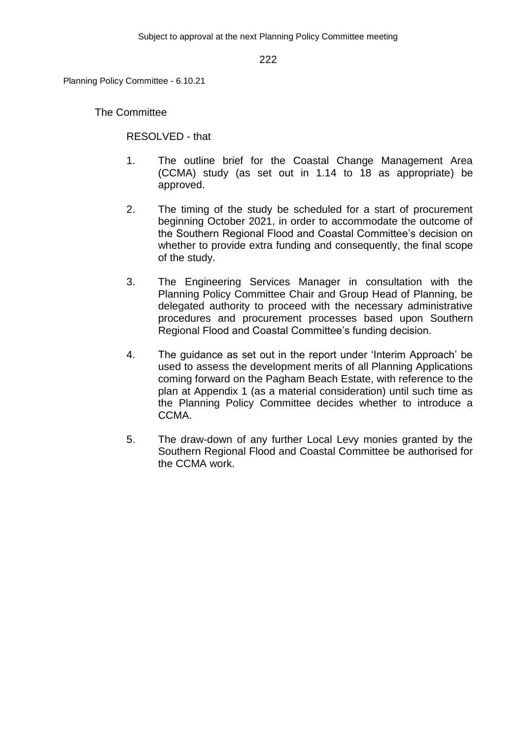The Committee

RESOLVED - that

1. The outline brief for the Coastal Change Management Area (CCMA) study (as set out in 1.14 to 18 as appropriate) be approved.

2. The timing of the study be scheduled for a start of procurement beginning October 2021, in order to accommodate the outcome of the Southern Regional Flood and Coastal Committee's decision on whether to provide extra funding and consequently, the final scope of the study.

3. The Engineering Services Manager in consultation with the Planning Policy Committee Chair and Group Head of Planning, be delegated authority to proceed with the necessary administrative procedures and procurement processes based upon Southern Regional Flood and Coastal Committee's funding decision.

4. The guidance as set out in the report under 'Interim Approach' be used to assess the development merits of all Planning Applications coming forward on the Pagham Beach Estate, with reference to the plan at Appendix 1 (as a material consideration) until such time as the Planning Policy Committee decides whether to introduce a CCMA.

5. The draw-down of any further Local Levy monies granted by the Southern Regional Flood and Coastal Committee be authorised for the CCMA work.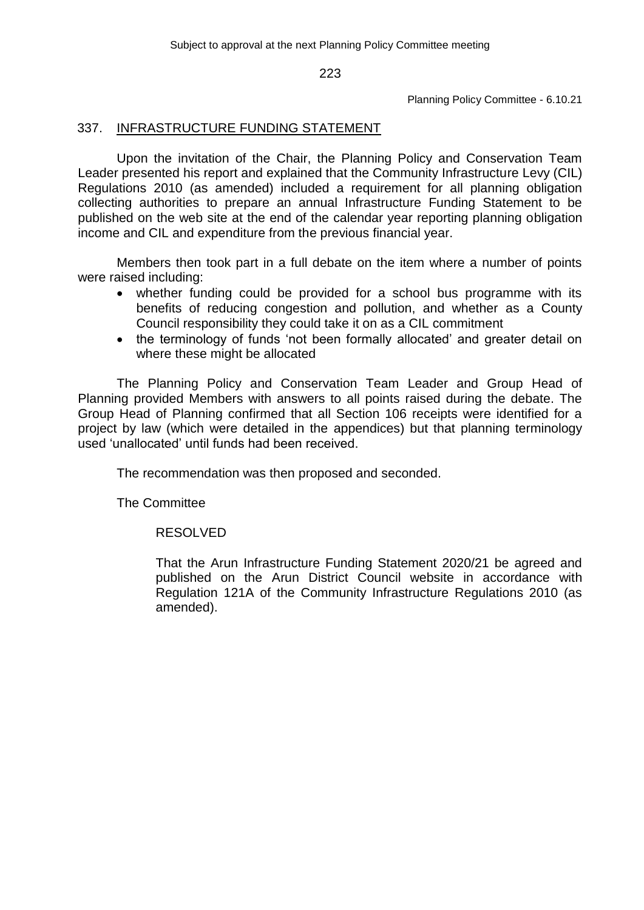## 337. INFRASTRUCTURE FUNDING STATEMENT

Upon the invitation of the Chair, the Planning Policy and Conservation Team Leader presented his report and explained that the Community Infrastructure Levy (CIL) Regulations 2010 (as amended) included a requirement for all planning obligation collecting authorities to prepare an annual Infrastructure Funding Statement to be published on the web site at the end of the calendar year reporting planning obligation income and CIL and expenditure from the previous financial year.

Members then took part in a full debate on the item where a number of points were raised including:

- whether funding could be provided for a school bus programme with its benefits of reducing congestion and pollution, and whether as a County Council responsibility they could take it on as a CIL commitment
- the terminology of funds 'not been formally allocated' and greater detail on where these might be allocated

The Planning Policy and Conservation Team Leader and Group Head of Planning provided Members with answers to all points raised during the debate. The Group Head of Planning confirmed that all Section 106 receipts were identified for a project by law (which were detailed in the appendices) but that planning terminology used 'unallocated' until funds had been received.

The recommendation was then proposed and seconded.

The Committee

RESOLVED

That the Arun Infrastructure Funding Statement 2020/21 be agreed and published on the Arun District Council website in accordance with Regulation 121A of the Community Infrastructure Regulations 2010 (as amended).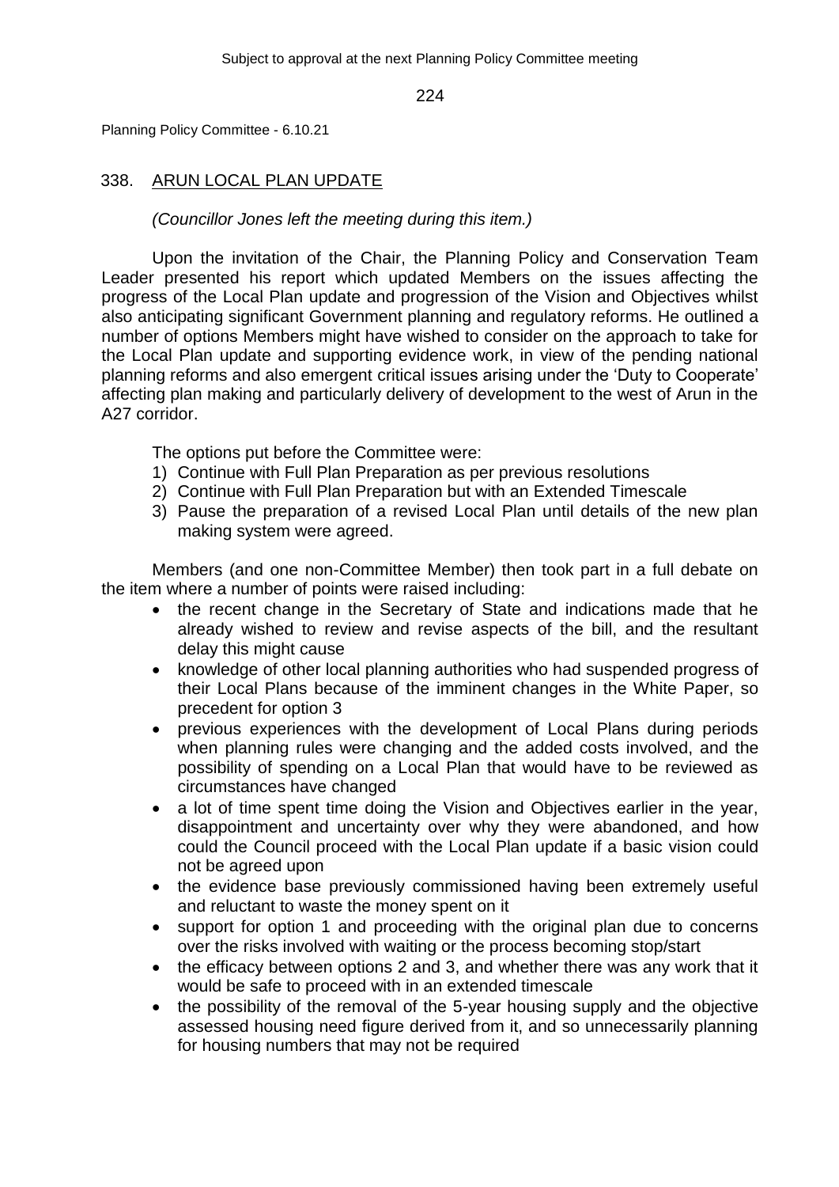## 338. ARUN LOCAL PLAN UPDATE

*(Councillor Jones left the meeting during this item.)*

Upon the invitation of the Chair, the Planning Policy and Conservation Team Leader presented his report which updated Members on the issues affecting the progress of the Local Plan update and progression of the Vision and Objectives whilst also anticipating significant Government planning and regulatory reforms. He outlined a number of options Members might have wished to consider on the approach to take for the Local Plan update and supporting evidence work, in view of the pending national planning reforms and also emergent critical issues arising under the 'Duty to Cooperate' affecting plan making and particularly delivery of development to the west of Arun in the A27 corridor.

The options put before the Committee were:

1) Continue with Full Plan Preparation as per previous resolutions
2) Continue with Full Plan Preparation but with an Extended Timescale
3) Pause the preparation of a revised Local Plan until details of the new plan making system were agreed.

Members (and one non-Committee Member) then took part in a full debate on the item where a number of points were raised including:

- the recent change in the Secretary of State and indications made that he already wished to review and revise aspects of the bill, and the resultant delay this might cause
- knowledge of other local planning authorities who had suspended progress of their Local Plans because of the imminent changes in the White Paper, so precedent for option 3
- previous experiences with the development of Local Plans during periods when planning rules were changing and the added costs involved, and the possibility of spending on a Local Plan that would have to be reviewed as circumstances have changed
- a lot of time spent time doing the Vision and Objectives earlier in the year, disappointment and uncertainty over why they were abandoned, and how could the Council proceed with the Local Plan update if a basic vision could not be agreed upon
- the evidence base previously commissioned having been extremely useful and reluctant to waste the money spent on it
- support for option 1 and proceeding with the original plan due to concerns over the risks involved with waiting or the process becoming stop/start
- the efficacy between options 2 and 3, and whether there was any work that it would be safe to proceed with in an extended timescale
- the possibility of the removal of the 5-year housing supply and the objective assessed housing need figure derived from it, and so unnecessarily planning for housing numbers that may not be required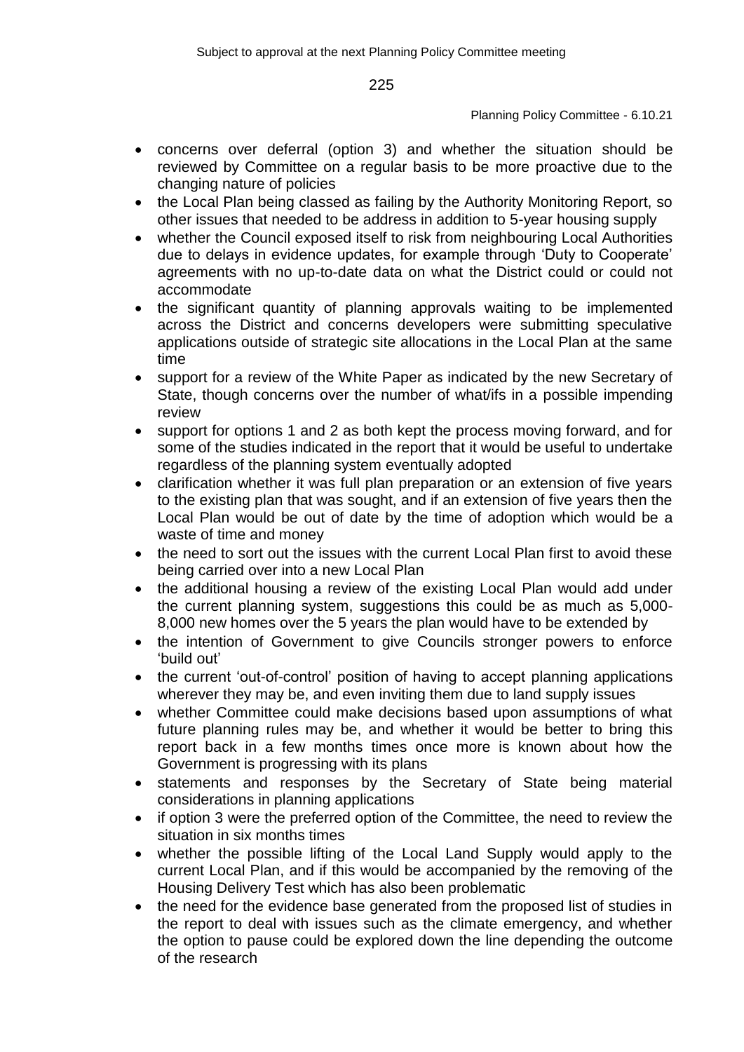- concerns over deferral (option 3) and whether the situation should be reviewed by Committee on a regular basis to be more proactive due to the changing nature of policies
- the Local Plan being classed as failing by the Authority Monitoring Report, so other issues that needed to be address in addition to 5-year housing supply
- whether the Council exposed itself to risk from neighbouring Local Authorities due to delays in evidence updates, for example through 'Duty to Cooperate' agreements with no up-to-date data on what the District could or could not accommodate
- the significant quantity of planning approvals waiting to be implemented across the District and concerns developers were submitting speculative applications outside of strategic site allocations in the Local Plan at the same time
- support for a review of the White Paper as indicated by the new Secretary of State, though concerns over the number of what/ifs in a possible impending review
- support for options 1 and 2 as both kept the process moving forward, and for some of the studies indicated in the report that it would be useful to undertake regardless of the planning system eventually adopted
- clarification whether it was full plan preparation or an extension of five years to the existing plan that was sought, and if an extension of five years then the Local Plan would be out of date by the time of adoption which would be a waste of time and money
- the need to sort out the issues with the current Local Plan first to avoid these being carried over into a new Local Plan
- the additional housing a review of the existing Local Plan would add under the current planning system, suggestions this could be as much as 5,000-8,000 new homes over the 5 years the plan would have to be extended by
- the intention of Government to give Councils stronger powers to enforce 'build out'
- the current 'out-of-control' position of having to accept planning applications wherever they may be, and even inviting them due to land supply issues
- whether Committee could make decisions based upon assumptions of what future planning rules may be, and whether it would be better to bring this report back in a few months times once more is known about how the Government is progressing with its plans
- statements and responses by the Secretary of State being material considerations in planning applications
- if option 3 were the preferred option of the Committee, the need to review the situation in six months times
- whether the possible lifting of the Local Land Supply would apply to the current Local Plan, and if this would be accompanied by the removing of the Housing Delivery Test which has also been problematic
- the need for the evidence base generated from the proposed list of studies in the report to deal with issues such as the climate emergency, and whether the option to pause could be explored down the line depending the outcome of the research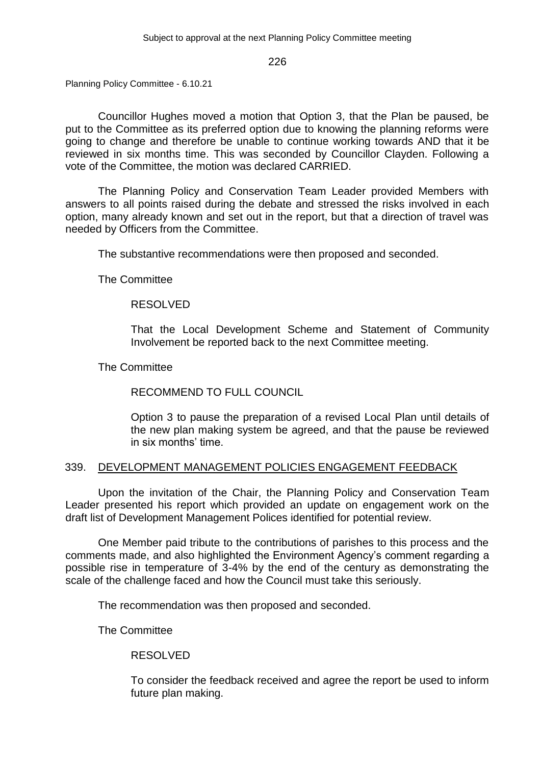Councillor Hughes moved a motion that Option 3, that the Plan be paused, be put to the Committee as its preferred option due to knowing the planning reforms were going to change and therefore be unable to continue working towards AND that it be reviewed in six months time. This was seconded by Councillor Clayden. Following a vote of the Committee, the motion was declared CARRIED.

The Planning Policy and Conservation Team Leader provided Members with answers to all points raised during the debate and stressed the risks involved in each option, many already known and set out in the report, but that a direction of travel was needed by Officers from the Committee.

The substantive recommendations were then proposed and seconded.

The Committee

RESOLVED

> That the Local Development Scheme and Statement of Community Involvement be reported back to the next Committee meeting.

The Committee

RECOMMEND TO FULL COUNCIL

> Option 3 to pause the preparation of a revised Local Plan until details of the new plan making system be agreed, and that the pause be reviewed in six months' time.

## 339. DEVELOPMENT MANAGEMENT POLICIES ENGAGEMENT FEEDBACK

Upon the invitation of the Chair, the Planning Policy and Conservation Team Leader presented his report which provided an update on engagement work on the draft list of Development Management Polices identified for potential review.

One Member paid tribute to the contributions of parishes to this process and the comments made, and also highlighted the Environment Agency's comment regarding a possible rise in temperature of 3-4% by the end of the century as demonstrating the scale of the challenge faced and how the Council must take this seriously.

The recommendation was then proposed and seconded.

The Committee

RESOLVED

> To consider the feedback received and agree the report be used to inform future plan making.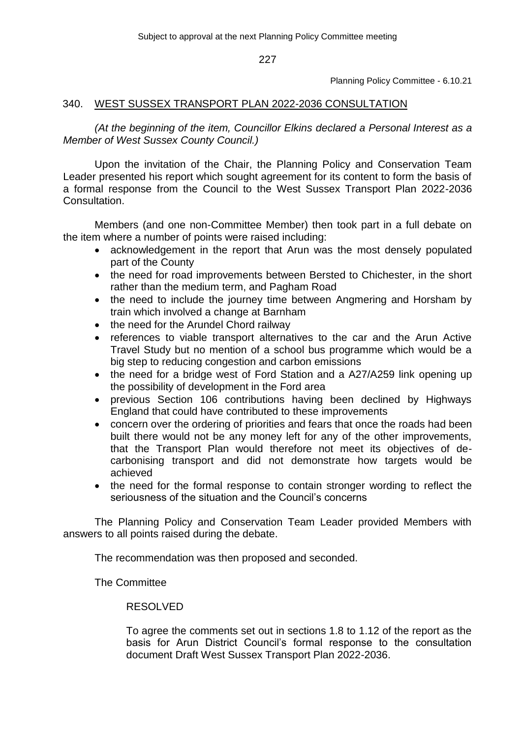## 340. WEST SUSSEX TRANSPORT PLAN 2022-2036 CONSULTATION

*(At the beginning of the item, Councillor Elkins declared a Personal Interest as a Member of West Sussex County Council.)*

Upon the invitation of the Chair, the Planning Policy and Conservation Team Leader presented his report which sought agreement for its content to form the basis of a formal response from the Council to the West Sussex Transport Plan 2022-2036 Consultation.

Members (and one non-Committee Member) then took part in a full debate on the item where a number of points were raised including:

- acknowledgement in the report that Arun was the most densely populated part of the County
- the need for road improvements between Bersted to Chichester, in the short rather than the medium term, and Pagham Road
- the need to include the journey time between Angmering and Horsham by train which involved a change at Barnham
- the need for the Arundel Chord railway
- references to viable transport alternatives to the car and the Arun Active Travel Study but no mention of a school bus programme which would be a big step to reducing congestion and carbon emissions
- the need for a bridge west of Ford Station and a A27/A259 link opening up the possibility of development in the Ford area
- previous Section 106 contributions having been declined by Highways England that could have contributed to these improvements
- concern over the ordering of priorities and fears that once the roads had been built there would not be any money left for any of the other improvements, that the Transport Plan would therefore not meet its objectives of de-carbonising transport and did not demonstrate how targets would be achieved
- the need for the formal response to contain stronger wording to reflect the seriousness of the situation and the Council's concerns

The Planning Policy and Conservation Team Leader provided Members with answers to all points raised during the debate.

The recommendation was then proposed and seconded.

The Committee

RESOLVED

To agree the comments set out in sections 1.8 to 1.12 of the report as the basis for Arun District Council's formal response to the consultation document Draft West Sussex Transport Plan 2022-2036.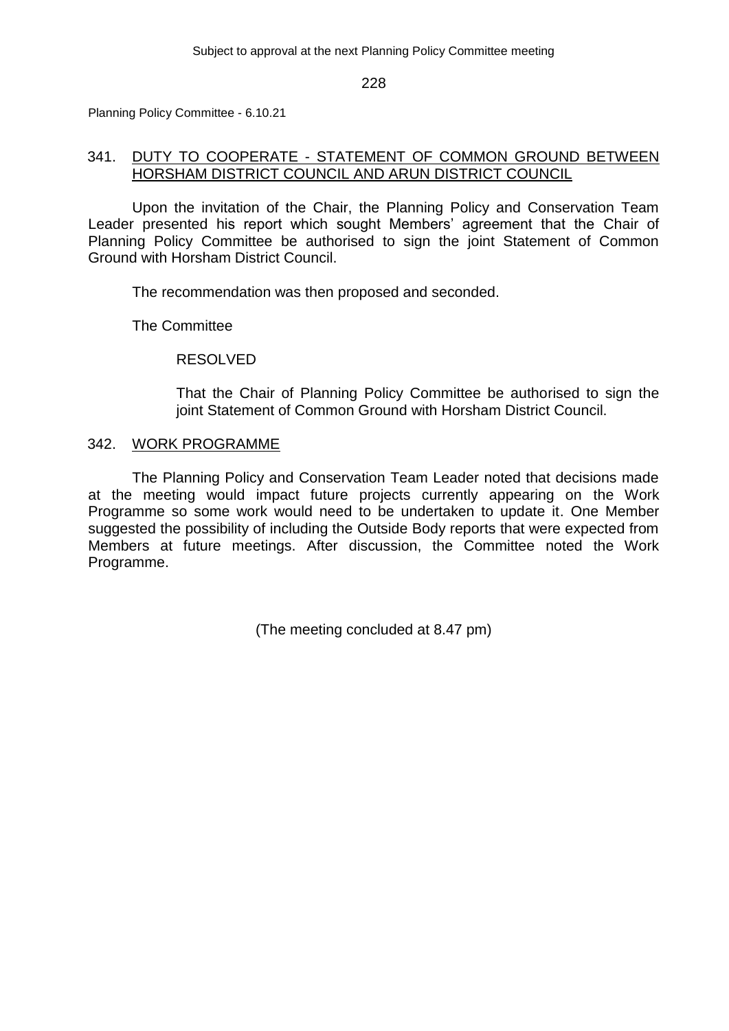## 341. DUTY TO COOPERATE - STATEMENT OF COMMON GROUND BETWEEN HORSHAM DISTRICT COUNCIL AND ARUN DISTRICT COUNCIL

Upon the invitation of the Chair, the Planning Policy and Conservation Team Leader presented his report which sought Members' agreement that the Chair of Planning Policy Committee be authorised to sign the joint Statement of Common Ground with Horsham District Council.

The recommendation was then proposed and seconded.

The Committee

RESOLVED

That the Chair of Planning Policy Committee be authorised to sign the joint Statement of Common Ground with Horsham District Council.

## 342. WORK PROGRAMME

The Planning Policy and Conservation Team Leader noted that decisions made at the meeting would impact future projects currently appearing on the Work Programme so some work would need to be undertaken to update it. One Member suggested the possibility of including the Outside Body reports that were expected from Members at future meetings. After discussion, the Committee noted the Work Programme.

(The meeting concluded at 8.47 pm)